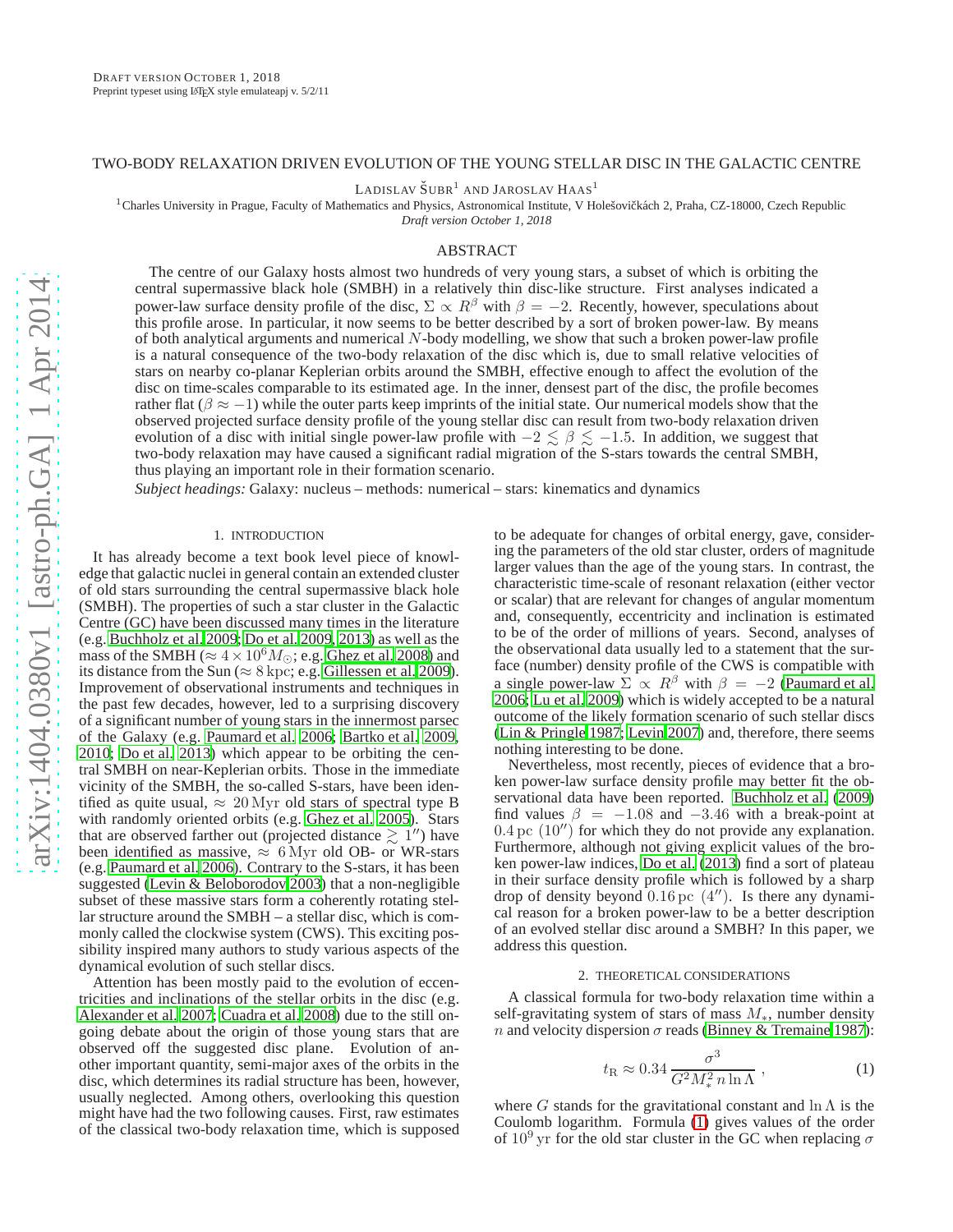# TWO-BODY RELAXATION DRIVEN EVOLUTION OF THE YOUNG STELLAR DISC IN THE GALACTIC CENTRE

Ladislav Šubr[1] and Jaroslav Haas[1]

[1] Charles University in Prague, Faculty of Mathematics and Physics, Astronomical Institute, V Holešovičkách 2, Praha, CZ-18000, Czech Republic

*Draft version October 1, 2018*

## ABSTRACT

The centre of our Galaxy hosts almost two hundreds of very young stars, a subset of which is orbiting the central supermassive black hole (SMBH) in a relatively thin disc-like structure. First analyses indicated a power-law surface density profile of the disc, $\Sigma \propto R^{\beta}$ with $\beta = -2$. Recently, however, speculations about this profile arose. In particular, it now seems to be better described by a sort of broken power-law. By means of both analytical arguments and numerical $N$-body modelling, we show that such a broken power-law profile is a natural consequence of the two-body relaxation of the disc which is, due to small relative velocities of stars on nearby co-planar Keplerian orbits around the SMBH, effective enough to affect the evolution of the disc on time-scales comparable to its estimated age. In the inner, densest part of the disc, the profile becomes rather flat ($\beta \approx -1$) while the outer parts keep imprints of the initial state. Our numerical models show that the observed projected surface density profile of the young stellar disc can result from two-body relaxation driven evolution of a disc with initial single power-law profile with $-2 \lesssim \beta \lesssim -1.5$. In addition, we suggest that two-body relaxation may have caused a significant radial migration of the S-stars towards the central SMBH, thus playing an important role in their formation scenario.

*Subject headings:* Galaxy: nucleus – methods: numerical – stars: kinematics and dynamics

## 1. INTRODUCTION

It has already become a text book level piece of knowledge that galactic nuclei in general contain an extended cluster of old stars surrounding the central supermassive black hole (SMBH). The properties of such a star cluster in the Galactic Centre (GC) have been discussed many times in the literature (e.g. Buchholz et al. 2009; Do et al. 2009, 2013) as well as the mass of the SMBH ($\approx 4 \times 10^6 M_\odot$; e.g. Ghez et al. 2008) and its distance from the Sun ($\approx 8\,\mathrm{kpc}$; e.g. Gillessen et al. 2009). Improvement of observational instruments and techniques in the past few decades, however, led to a surprising discovery of a significant number of young stars in the innermost parsec of the Galaxy (e.g. Paumard et al. 2006; Bartko et al. 2009, 2010; Do et al. 2013) which appear to be orbiting the central SMBH on near-Keplerian orbits. Those in the immediate vicinity of the SMBH, the so-called S-stars, have been identified as quite usual, $\approx 20\,\mathrm{Myr}$ old stars of spectral type B with randomly oriented orbits (e.g. Ghez et al. 2005). Stars that are observed farther out (projected distance $\gtrsim 1''$) have been identified as massive, $\approx 6\,\mathrm{Myr}$ old OB- or WR-stars (e.g. Paumard et al. 2006). Contrary to the S-stars, it has been suggested (Levin & Beloborodov 2003) that a non-negligible subset of these massive stars form a coherently rotating stellar structure around the SMBH – a stellar disc, which is commonly called the clockwise system (CWS). This exciting possibility inspired many authors to study various aspects of the dynamical evolution of such stellar discs.

Attention has been mostly paid to the evolution of eccentricities and inclinations of the stellar orbits in the disc (e.g. Alexander et al. 2007; Cuadra et al. 2008) due to the still ongoing debate about the origin of those young stars that are observed off the suggested disc plane. Evolution of another important quantity, semi-major axes of the orbits in the disc, which determines its radial structure has been, however, usually neglected. Among others, overlooking this question might have had the two following causes. First, raw estimates of the classical two-body relaxation time, which is supposed to be adequate for changes of orbital energy, gave, considering the parameters of the old star cluster, orders of magnitude larger values than the age of the young stars. In contrast, the characteristic time-scale of resonant relaxation (either vector or scalar) that are relevant for changes of angular momentum and, consequently, eccentricity and inclination is estimated to be of the order of millions of years. Second, analyses of the observational data usually led to a statement that the surface (number) density profile of the CWS is compatible with a single power-law $\Sigma \propto R^{\beta}$ with $\beta = -2$ (Paumard et al. 2006; Lu et al. 2009) which is widely accepted to be a natural outcome of the likely formation scenario of such stellar discs (Lin & Pringle 1987; Levin 2007) and, therefore, there seems nothing interesting to be done.

Nevertheless, most recently, pieces of evidence that a broken power-law surface density profile may better fit the observational data have been reported. Buchholz et al. (2009) find values $\beta = -1.08$ and $-3.46$ with a break-point at $0.4\,\mathrm{pc}$ ($10''$) for which they do not provide any explanation. Furthermore, although not giving explicit values of the broken power-law indices, Do et al. (2013) find a sort of plateau in their surface density profile which is followed by a sharp drop of density beyond $0.16\,\mathrm{pc}$ ($4''$). Is there any dynamical reason for a broken power-law to be a better description of an evolved stellar disc around a SMBH? In this paper, we address this question.

## 2. THEORETICAL CONSIDERATIONS

A classical formula for two-body relaxation time within a self-gravitating system of stars of mass $M_*$, number density $n$ and velocity dispersion $\sigma$ reads (Binney & Tremaine 1987):

$$t_{\mathrm{R}} \approx 0.34\,\frac{\sigma^3}{G^2 M_*^2\, n \ln \Lambda}\ , \qquad (1)$$

where $G$ stands for the gravitational constant and $\ln \Lambda$ is the Coulomb logarithm. Formula (1) gives values of the order of $10^9\,\mathrm{yr}$ for the old star cluster in the GC when replacing $\sigma$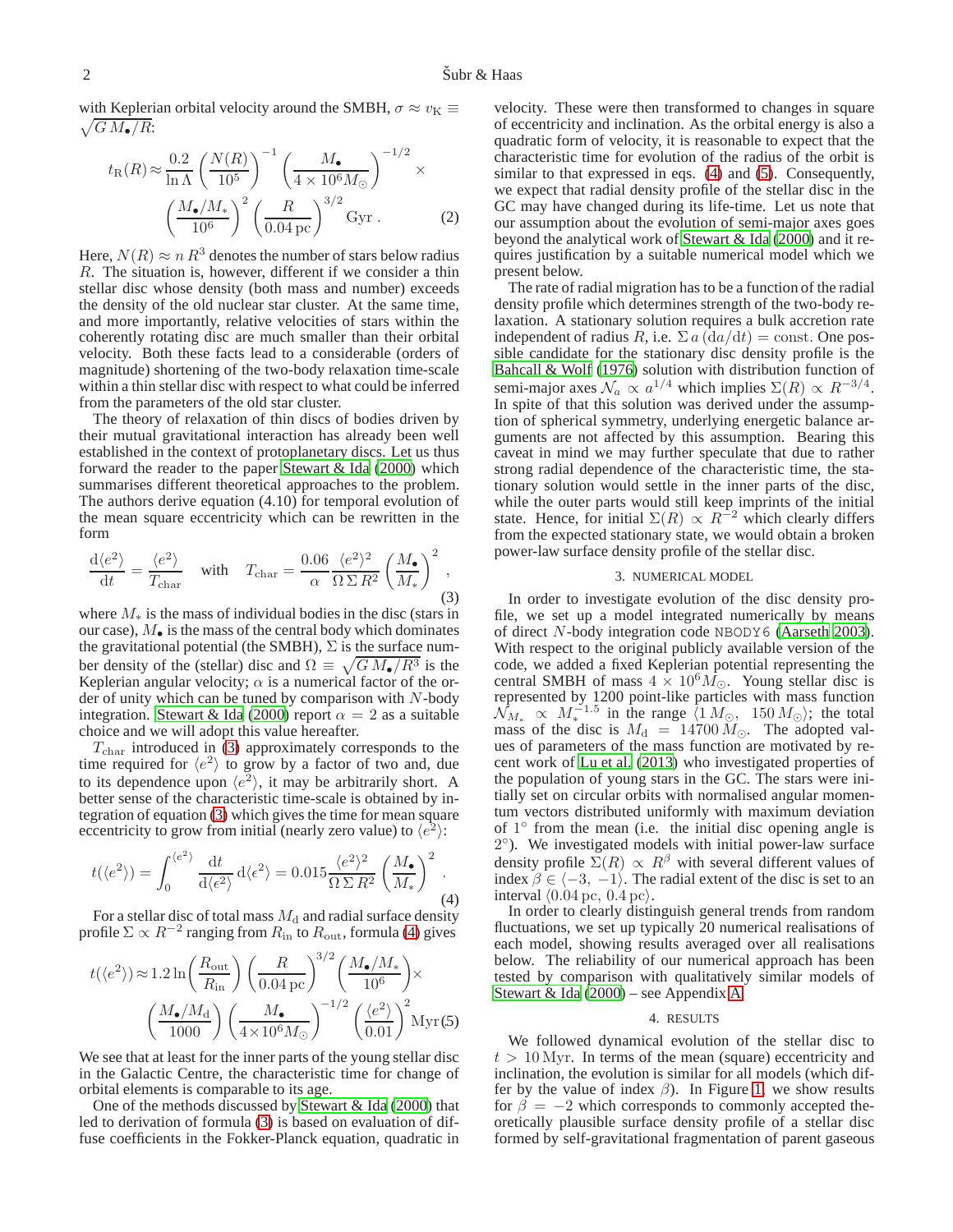with Keplerian orbital velocity around the SMBH, $\sigma \approx v_{\rm K} \equiv \sqrt{G\,M_\bullet/R}$:

$$t_{\rm R}(R) \approx \frac{0.2}{\ln\Lambda}\left(\frac{N(R)}{10^5}\right)^{-1}\left(\frac{M_\bullet}{4\times10^6 M_\odot}\right)^{-1/2}\times \left(\frac{M_\bullet/M_*}{10^6}\right)^{2}\left(\frac{R}{0.04\,{\rm pc}}\right)^{3/2}{\rm Gyr}\,. \qquad (2)$$

Here, $N(R) \approx n\,R^3$ denotes the number of stars below radius $R$. The situation is, however, different if we consider a thin stellar disc whose density (both mass and number) exceeds the density of the old nuclear star cluster. At the same time, and more importantly, relative velocities of stars within the coherently rotating disc are much smaller than their orbital velocity. Both these facts lead to a considerable (orders of magnitude) shortening of the two-body relaxation time-scale within a thin stellar disc with respect to what could be inferred from the parameters of the old star cluster.

The theory of relaxation of thin discs of bodies driven by their mutual gravitational interaction has already been well established in the context of protoplanetary discs. Let us thus forward the reader to the paper Stewart & Ida (2000) which summarises different theoretical approaches to the problem. The authors derive equation (4.10) for temporal evolution of the mean square eccentricity which can be rewritten in the form

$$\frac{{\rm d}\langle e^2\rangle}{{\rm d}t} = \frac{\langle e^2\rangle}{T_{\rm char}} \quad \text{with} \quad T_{\rm char} = \frac{0.06}{\alpha}\frac{\langle e^2\rangle^2}{\Omega\,\Sigma\,R^2}\left(\frac{M_\bullet}{M_*}\right)^2\,, \qquad (3)$$

where $M_*$ is the mass of individual bodies in the disc (stars in our case), $M_\bullet$ is the mass of the central body which dominates the gravitational potential (the SMBH), $\Sigma$ is the surface number density of the (stellar) disc and $\Omega \equiv \sqrt{G\,M_\bullet/R^3}$ is the Keplerian angular velocity; $\alpha$ is a numerical factor of the order of unity which can be tuned by comparison with $N$-body integration. Stewart & Ida (2000) report $\alpha = 2$ as a suitable choice and we will adopt this value hereafter.

$T_{\rm char}$ introduced in (3) approximately corresponds to the time required for $\langle e^2\rangle$ to grow by a factor of two and, due to its dependence upon $\langle e^2\rangle$, it may be arbitrarily short. A better sense of the characteristic time-scale is obtained by integration of equation (3) which gives the time for mean square eccentricity to grow from initial (nearly zero value) to $\langle e^2\rangle$:

$$t(\langle e^2\rangle) = \int_0^{\langle e^2\rangle}\frac{{\rm d}t}{{\rm d}\langle e^2\rangle}\,{\rm d}\langle \epsilon^2\rangle = 0.015\frac{\langle e^2\rangle^2}{\Omega\,\Sigma\,R^2}\left(\frac{M_\bullet}{M_*}\right)^2\,. \qquad (4)$$

For a stellar disc of total mass $M_{\rm d}$ and radial surface density profile $\Sigma \propto R^{-2}$ ranging from $R_{\rm in}$ to $R_{\rm out}$, formula (4) gives

$$t(\langle e^2\rangle) \approx 1.2\ln\left(\frac{R_{\rm out}}{R_{\rm in}}\right)\left(\frac{R}{0.04\,{\rm pc}}\right)^{3/2}\left(\frac{M_\bullet/M_*}{10^6}\right)\times \left(\frac{M_\bullet/M_{\rm d}}{1000}\right)\left(\frac{M_\bullet}{4\times10^6 M_\odot}\right)^{-1/2}\left(\frac{\langle e^2\rangle}{0.01}\right)^2{\rm Myr} \qquad (5)$$

We see that at least for the inner parts of the young stellar disc in the Galactic Centre, the characteristic time for change of orbital elements is comparable to its age.

One of the methods discussed by Stewart & Ida (2000) that led to derivation of formula (3) is based on evaluation of diffuse coefficients in the Fokker-Planck equation, quadratic in velocity. These were then transformed to changes in square of eccentricity and inclination. As the orbital energy is also a quadratic form of velocity, it is reasonable to expect that the characteristic time for evolution of the radius of the orbit is similar to that expressed in eqs. (4) and (5). Consequently, we expect that radial density profile of the stellar disc in the GC may have changed during its life-time. Let us note that our assumption about the evolution of semi-major axes goes beyond the analytical work of Stewart & Ida (2000) and it requires justification by a suitable numerical model which we present below.

The rate of radial migration has to be a function of the radial density profile which determines strength of the two-body relaxation. A stationary solution requires a bulk accretion rate independent of radius $R$, i.e. $\Sigma\,a\,({\rm d}a/{\rm d}t) = {\rm const.}$ One possible candidate for the stationary disc density profile is the Bahcall & Wolf (1976) solution with distribution function of semi-major axes $\mathcal{N}_a \propto a^{1/4}$ which implies $\Sigma(R) \propto R^{-3/4}$. In spite of that this solution was derived under the assumption of spherical symmetry, underlying energetic balance arguments are not affected by this assumption. Bearing this caveat in mind we may further speculate that due to rather strong radial dependence of the characteristic time, the stationary solution would settle in the inner parts of the disc, while the outer parts would still keep imprints of the initial state. Hence, for initial $\Sigma(R) \propto R^{-2}$ which clearly differs from the expected stationary state, we would obtain a broken power-law surface density profile of the stellar disc.

## 3. NUMERICAL MODEL

In order to investigate evolution of the disc density profile, we set up a model integrated numerically by means of direct $N$-body integration code NBODY6 (Aarseth 2003). With respect to the original publicly available version of the code, we added a fixed Keplerian potential representing the central SMBH of mass $4\times10^6 M_\odot$. Young stellar disc is represented by 1200 point-like particles with mass function $\mathcal{N}_{M_*} \propto M_*^{-1.5}$ in the range $\langle 1\,M_\odot,\ 150\,M_\odot\rangle$; the total mass of the disc is $M_{\rm d} = 14700\,M_\odot$. The adopted values of parameters of the mass function are motivated by recent work of Lu et al. (2013) who investigated properties of the population of young stars in the GC. The stars were initially set on circular orbits with normalised angular momentum vectors distributed uniformly with maximum deviation of $1^\circ$ from the mean (i.e. the initial disc opening angle is $2^\circ$). We investigated models with initial power-law surface density profile $\Sigma(R) \propto R^\beta$ with several different values of index $\beta \in \langle -3,\ -1\rangle$. The radial extent of the disc is set to an interval $\langle 0.04\,{\rm pc},\ 0.4\,{\rm pc}\rangle$.

In order to clearly distinguish general trends from random fluctuations, we set up typically 20 numerical realisations of each model, showing results averaged over all realisations below. The reliability of our numerical approach has been tested by comparison with qualitatively similar models of Stewart & Ida (2000) – see Appendix A.

## 4. RESULTS

We followed dynamical evolution of the stellar disc to $t > 10\,{\rm Myr}$. In terms of the mean (square) eccentricity and inclination, the evolution is similar for all models (which differ by the value of index $\beta$). In Figure 1, we show results for $\beta = -2$ which corresponds to commonly accepted theoretically plausible surface density profile of a stellar disc formed by self-gravitational fragmentation of parent gaseous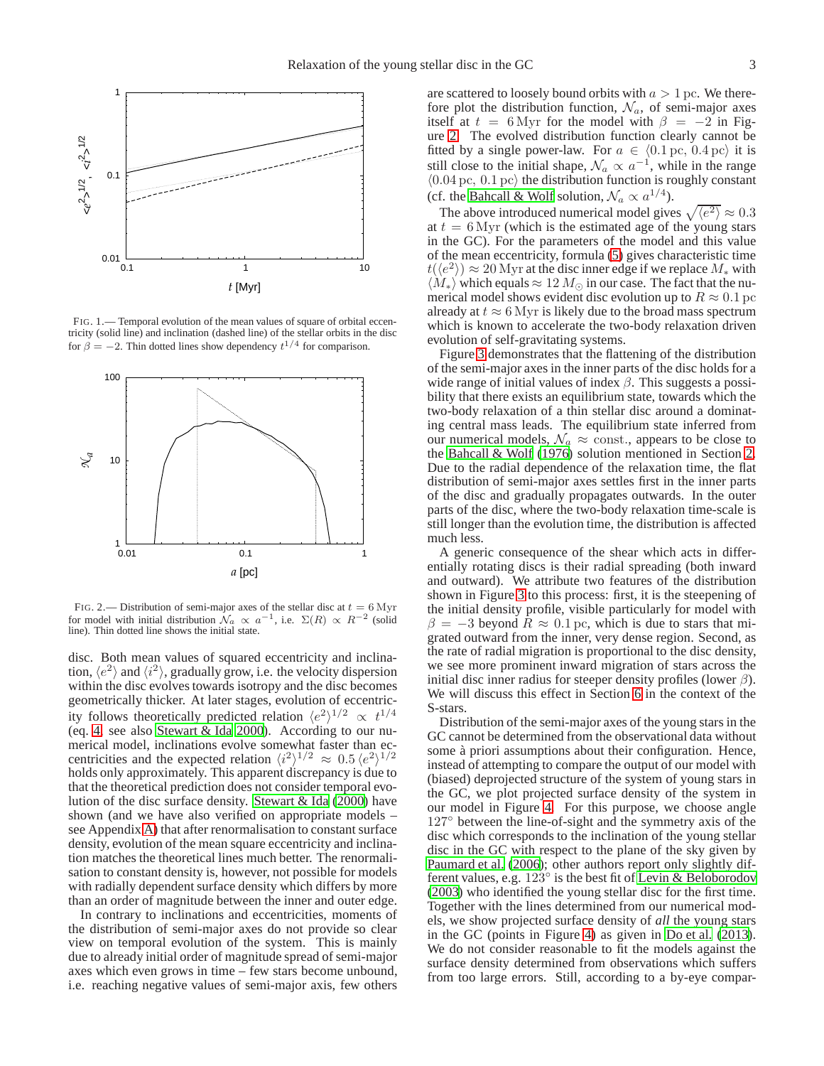FIG. 1.— Temporal evolution of the mean values of square of orbital eccentricity (solid line) and inclination (dashed line) of the stellar orbits in the disc for $\beta = -2$. Thin dotted lines show dependency $t^{1/4}$ for comparison.

FIG. 2.— Distribution of semi-major axes of the stellar disc at $t = 6\,\mathrm{Myr}$ for model with initial distribution $\mathcal{N}_a \propto a^{-1}$, i.e. $\Sigma(R) \propto R^{-2}$ (solid line). Thin dotted line shows the initial state.

disc. Both mean values of squared eccentricity and inclination, $\langle e^2 \rangle$ and $\langle i^2 \rangle$, gradually grow, i.e. the velocity dispersion within the disc evolves towards isotropy and the disc becomes geometrically thicker. At later stages, evolution of eccentricity follows theoretically predicted relation $\langle e^2 \rangle^{1/2} \propto t^{1/4}$ (eq. 4, see also Stewart & Ida 2000). According to our numerical model, inclinations evolve somewhat faster than eccentricities and the expected relation $\langle i^2 \rangle^{1/2} \approx 0.5\,\langle e^2 \rangle^{1/2}$ holds only approximately. This apparent discrepancy is due to that the theoretical prediction does not consider temporal evolution of the disc surface density. Stewart & Ida (2000) have shown (and we have also verified on appropriate models – see Appendix A) that after renormalisation to constant surface density, evolution of the mean square eccentricity and inclination matches the theoretical lines much better. The renormalisation to constant density is, however, not possible for models with radially dependent surface density which differs by more than an order of magnitude between the inner and outer edge.

In contrary to inclinations and eccentricities, moments of the distribution of semi-major axes do not provide so clear view on temporal evolution of the system. This is mainly due to already initial order of magnitude spread of semi-major axes which even grows in time – few stars become unbound, i.e. reaching negative values of semi-major axis, few others are scattered to loosely bound orbits with $a > 1\,\mathrm{pc}$. We therefore plot the distribution function, $\mathcal{N}_a$, of semi-major axes itself at $t = 6\,\mathrm{Myr}$ for the model with $\beta = -2$ in Figure 2. The evolved distribution function clearly cannot be fitted by a single power-law. For $a \in \langle 0.1\,\mathrm{pc},\, 0.4\,\mathrm{pc} \rangle$ it is still close to the initial shape, $\mathcal{N}_a \propto a^{-1}$, while in the range $\langle 0.04\,\mathrm{pc},\, 0.1\,\mathrm{pc} \rangle$ the distribution function is roughly constant (cf. the Bahcall & Wolf solution, $\mathcal{N}_a \propto a^{1/4}$).

The above introduced numerical model gives $\sqrt{\langle e^2 \rangle} \approx 0.3$ at $t = 6\,\mathrm{Myr}$ (which is the estimated age of the young stars in the GC). For the parameters of the model and this value of the mean eccentricity, formula (5) gives characteristic time $t(\langle e^2 \rangle) \approx 20\,\mathrm{Myr}$ at the disc inner edge if we replace $M_*$ with $\langle M_* \rangle$ which equals $\approx 12\,M_\odot$ in our case. The fact that the numerical model shows evident disc evolution up to $R \approx 0.1\,\mathrm{pc}$ already at $t \approx 6\,\mathrm{Myr}$ is likely due to the broad mass spectrum which is known to accelerate the two-body relaxation driven evolution of self-gravitating systems.

Figure 3 demonstrates that the flattening of the distribution of the semi-major axes in the inner parts of the disc holds for a wide range of initial values of index $\beta$. This suggests a possibility that there exists an equilibrium state, towards which the two-body relaxation of a thin stellar disc around a dominating central mass leads. The equilibrium state inferred from our numerical models, $\mathcal{N}_a \approx \mathrm{const.}$, appears to be close to the Bahcall & Wolf (1976) solution mentioned in Section 2. Due to the radial dependence of the relaxation time, the flat distribution of semi-major axes settles first in the inner parts of the disc and gradually propagates outwards. In the outer parts of the disc, where the two-body relaxation time-scale is still longer than the evolution time, the distribution is affected much less.

A generic consequence of the shear which acts in differentially rotating discs is their radial spreading (both inward and outward). We attribute two features of the distribution shown in Figure 3 to this process: first, it is the steepening of the initial density profile, visible particularly for model with $\beta = -3$ beyond $R \approx 0.1\,\mathrm{pc}$, which is due to stars that migrated outward from the inner, very dense region. Second, as the rate of radial migration is proportional to the disc density, we see more prominent inward migration of stars across the initial disc inner radius for steeper density profiles (lower $\beta$). We will discuss this effect in Section 6 in the context of the S-stars.

Distribution of the semi-major axes of the young stars in the GC cannot be determined from the observational data without some à priori assumptions about their configuration. Hence, instead of attempting to compare the output of our model with (biased) deprojected structure of the system of young stars in the GC, we plot projected surface density of the system in our model in Figure 4. For this purpose, we choose angle $127°$ between the line-of-sight and the symmetry axis of the disc which corresponds to the inclination of the young stellar disc in the GC with respect to the plane of the sky given by Paumard et al. (2006); other authors report only slightly different values, e.g. $123°$ is the best fit of Levin & Beloborodov (2003) who identified the young stellar disc for the first time. Together with the lines determined from our numerical models, we show projected surface density of *all* the young stars in the GC (points in Figure 4) as given in Do et al. (2013). We do not consider reasonable to fit the models against the surface density determined from observations which suffers from too large errors. Still, according to a by-eye compar-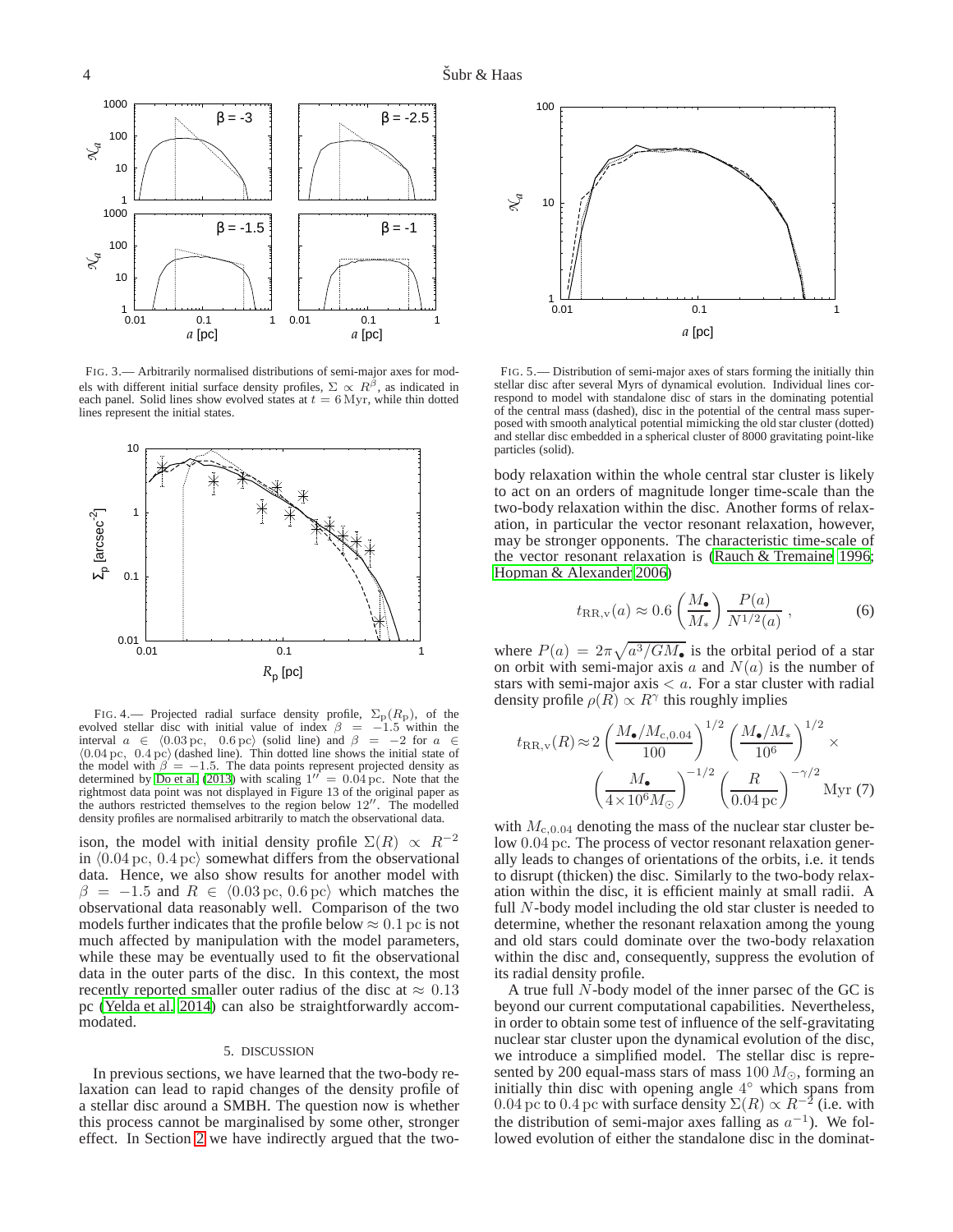FIG. 3.— Arbitrarily normalised distributions of semi-major axes for models with different initial surface density profiles, $\Sigma \propto R^{\beta}$, as indicated in each panel. Solid lines show evolved states at $t = 6\,\mathrm{Myr}$, while thin dotted lines represent the initial states.

FIG. 4.— Projected radial surface density profile, $\Sigma_{\mathrm{p}}(R_{\mathrm{p}})$, of the evolved stellar disc with initial value of index $\beta = -1.5$ within the interval $a \in \langle 0.03\,\mathrm{pc},\ 0.6\,\mathrm{pc}\rangle$ (solid line) and $\beta = -2$ for $a \in \langle 0.04\,\mathrm{pc},\ 0.4\,\mathrm{pc}\rangle$ (dashed line). Thin dotted line shows the initial state of the model with $\beta = -1.5$. The data points represent projected density as determined by Do et al. (2013) with scaling $1'' = 0.04\,\mathrm{pc}$. Note that the rightmost data point was not displayed in Figure 13 of the original paper as the authors restricted themselves to the region below $12''$. The modelled density profiles are normalised arbitrarily to match the observational data.

ison, the model with initial density profile $\Sigma(R) \propto R^{-2}$ in $\langle 0.04\,\mathrm{pc},\,0.4\,\mathrm{pc}\rangle$ somewhat differs from the observational data. Hence, we also show results for another model with $\beta = -1.5$ and $R \in \langle 0.03\,\mathrm{pc},\,0.6\,\mathrm{pc}\rangle$ which matches the observational data reasonably well. Comparison of the two models further indicates that the profile below $\approx 0.1\,\mathrm{pc}$ is not much affected by manipulation with the model parameters, while these may be eventually used to fit the observational data in the outer parts of the disc. In this context, the most recently reported smaller outer radius of the disc at $\approx 0.13$ pc (Yelda et al. 2014) can also be straightforwardly accommodated.

## 5. DISCUSSION

In previous sections, we have learned that the two-body relaxation can lead to rapid changes of the density profile of a stellar disc around a SMBH. The question now is whether this process cannot be marginalised by some other, stronger effect. In Section 2 we have indirectly argued that the two-body relaxation within the whole central star cluster is likely to act on an orders of magnitude longer time-scale than the two-body relaxation within the disc. Another forms of relaxation, in particular the vector resonant relaxation, however, may be stronger opponents. The characteristic time-scale of the vector resonant relaxation is (Rauch & Tremaine 1996; Hopman & Alexander 2006)

$$t_{\mathrm{RR,v}}(a) \approx 0.6 \left(\frac{M_\bullet}{M_*}\right) \frac{P(a)}{N^{1/2}(a)}\,, \tag{6}$$

where $P(a) = 2\pi\sqrt{a^3/GM_\bullet}$ is the orbital period of a star on orbit with semi-major axis $a$ and $N(a)$ is the number of stars with semi-major axis $< a$. For a star cluster with radial density profile $\rho(R) \propto R^{\gamma}$ this roughly implies

$$t_{\mathrm{RR,v}}(R) \approx 2\left(\frac{M_\bullet/M_{\mathrm{c},0.04}}{100}\right)^{1/2} \left(\frac{M_\bullet/M_*}{10^6}\right)^{1/2} \times \left(\frac{M_\bullet}{4\times 10^6 M_\odot}\right)^{-1/2} \left(\frac{R}{0.04\,\mathrm{pc}}\right)^{-\gamma/2} \mathrm{Myr} \tag{7}$$

with $M_{\mathrm{c},0.04}$ denoting the mass of the nuclear star cluster below $0.04\,\mathrm{pc}$. The process of vector resonant relaxation generally leads to changes of orientations of the orbits, i.e. it tends to disrupt (thicken) the disc. Similarly to the two-body relaxation within the disc, it is efficient mainly at small radii. A full $N$-body model including the old star cluster is needed to determine, whether the resonant relaxation among the young and old stars could dominate over the two-body relaxation within the disc and, consequently, suppress the evolution of its radial density profile.

A true full $N$-body model of the inner parsec of the GC is beyond our current computational capabilities. Nevertheless, in order to obtain some test of influence of the self-gravitating nuclear star cluster upon the dynamical evolution of the disc, we introduce a simplified model. The stellar disc is represented by 200 equal-mass stars of mass $100\,M_\odot$, forming an initially thin disc with opening angle $4^\circ$ which spans from $0.04\,\mathrm{pc}$ to $0.4\,\mathrm{pc}$ with surface density $\Sigma(R) \propto R^{-2}$ (i.e. with the distribution of semi-major axes falling as $a^{-1}$). We followed evolution of either the standalone disc in the dominat-

FIG. 5.— Distribution of semi-major axes of stars forming the initially thin stellar disc after several Myrs of dynamical evolution. Individual lines correspond to model with standalone disc of stars in the dominating potential of the central mass (dashed), disc in the potential of the central mass superposed with smooth analytical potential mimicking the old star cluster (dotted) and stellar disc embedded in a spherical cluster of 8000 gravitating point-like particles (solid).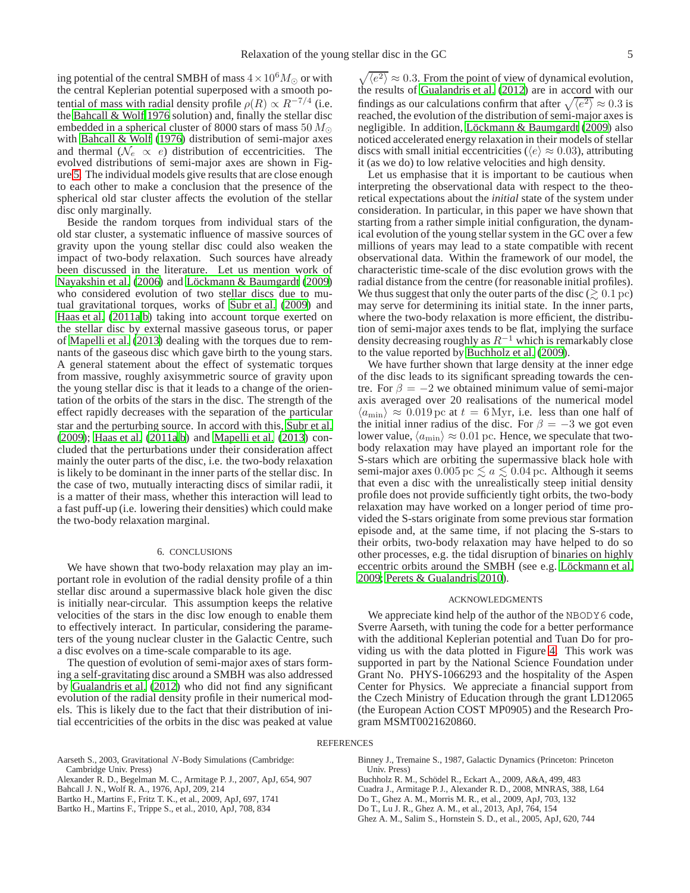ing potential of the central SMBH of mass $4 \times 10^6 M_\odot$ or with the central Keplerian potential superposed with a smooth potential of mass with radial density profile $\rho(R) \propto R^{-7/4}$ (i.e. the Bahcall & Wolf 1976 solution) and, finally the stellar disc embedded in a spherical cluster of 8000 stars of mass $50\,M_\odot$ with Bahcall & Wolf (1976) distribution of semi-major axes and thermal ($\mathcal{N}_e \propto e$) distribution of eccentricities. The evolved distributions of semi-major axes are shown in Figure 5. The individual models give results that are close enough to each other to make a conclusion that the presence of the spherical old star cluster affects the evolution of the stellar disc only marginally.

Beside the random torques from individual stars of the old star cluster, a systematic influence of massive sources of gravity upon the young stellar disc could also weaken the impact of two-body relaxation. Such sources have already been discussed in the literature. Let us mention work of Nayakshin et al. (2006) and Löckmann & Baumgardt (2009) who considered evolution of two stellar discs due to mutual gravitational torques, works of Subr et al. (2009) and Haas et al. (2011a,b) taking into account torque exerted on the stellar disc by external massive gaseous torus, or paper of Mapelli et al. (2013) dealing with the torques due to remnants of the gaseous disc which gave birth to the young stars. A general statement about the effect of systematic torques from massive, roughly axisymmetric source of gravity upon the young stellar disc is that it leads to a change of the orientation of the orbits of the stars in the disc. The strength of the effect rapidly decreases with the separation of the particular star and the perturbing source. In accord with this, Subr et al. (2009); Haas et al. (2011a,b) and Mapelli et al. (2013) concluded that the perturbations under their consideration affect mainly the outer parts of the disc, i.e. the two-body relaxation is likely to be dominant in the inner parts of the stellar disc. In the case of two, mutually interacting discs of similar radii, it is a matter of their mass, whether this interaction will lead to a fast puff-up (i.e. lowering their densities) which could make the two-body relaxation marginal.

## 6. CONCLUSIONS

We have shown that two-body relaxation may play an important role in evolution of the radial density profile of a thin stellar disc around a supermassive black hole given the disc is initially near-circular. This assumption keeps the relative velocities of the stars in the disc low enough to enable them to effectively interact. In particular, considering the parameters of the young nuclear cluster in the Galactic Centre, such a disc evolves on a time-scale comparable to its age.

The question of evolution of semi-major axes of stars forming a self-gravitating disc around a SMBH was also addressed by Gualandris et al. (2012) who did not find any significant evolution of the radial density profile in their numerical models. This is likely due to the fact that their distribution of initial eccentricities of the orbits in the disc was peaked at value $\sqrt{\langle e^2 \rangle} \approx 0.3$. From the point of view of dynamical evolution, the results of Gualandris et al. (2012) are in accord with our findings as our calculations confirm that after $\sqrt{\langle e^2 \rangle} \approx 0.3$ is reached, the evolution of the distribution of semi-major axes is negligible. In addition, Löckmann & Baumgardt (2009) also noticed accelerated energy relaxation in their models of stellar discs with small initial eccentricities ($\langle e \rangle \approx 0.03$), attributing it (as we do) to low relative velocities and high density.

Let us emphasise that it is important to be cautious when interpreting the observational data with respect to the theoretical expectations about the *initial* state of the system under consideration. In particular, in this paper we have shown that starting from a rather simple initial configuration, the dynamical evolution of the young stellar system in the GC over a few millions of years may lead to a state compatible with recent observational data. Within the framework of our model, the characteristic time-scale of the disc evolution grows with the radial distance from the centre (for reasonable initial profiles). We thus suggest that only the outer parts of the disc ($\gtrsim 0.1\,\mathrm{pc}$) may serve for determining its initial state. In the inner parts, where the two-body relaxation is more efficient, the distribution of semi-major axes tends to be flat, implying the surface density decreasing roughly as $R^{-1}$ which is remarkably close to the value reported by Buchholz et al. (2009).

We have further shown that large density at the inner edge of the disc leads to its significant spreading towards the centre. For $\beta = -2$ we obtained minimum value of semi-major axis averaged over 20 realisations of the numerical model $\langle a_{\min} \rangle \approx 0.019\,\mathrm{pc}$ at $t = 6\,\mathrm{Myr}$, i.e. less than one half of the initial inner radius of the disc. For $\beta = -3$ we got even lower value, $\langle a_{\min} \rangle \approx 0.01\,\mathrm{pc}$. Hence, we speculate that two-body relaxation may have played an important role for the S-stars which are orbiting the supermassive black hole with semi-major axes $0.005\,\mathrm{pc} \lesssim a \lesssim 0.04\,\mathrm{pc}$. Although it seems that even a disc with the unrealistically steep initial density profile does not provide sufficiently tight orbits, the two-body relaxation may have worked on a longer period of time provided the S-stars originate from some previous star formation episode and, at the same time, if not placing the S-stars to their orbits, two-body relaxation may have helped to do so other processes, e.g. the tidal disruption of binaries on highly eccentric orbits around the SMBH (see e.g. Löckmann et al. 2009; Perets & Gualandris 2010).

## ACKNOWLEDGMENTS

We appreciate kind help of the author of the NBODY6 code, Sverre Aarseth, with tuning the code for a better performance with the additional Keplerian potential and Tuan Do for providing us with the data plotted in Figure 4. This work was supported in part by the National Science Foundation under Grant No. PHYS-1066293 and the hospitality of the Aspen Center for Physics. We appreciate a financial support from the Czech Ministry of Education through the grant LD12065 (the European Action COST MP0905) and the Research Program MSMT0021620860.

## REFERENCES

Aarseth S., 2003, Gravitational $N$-Body Simulations (Cambridge: Cambridge Univ. Press)

Alexander R. D., Begelman M. C., Armitage P. J., 2007, ApJ, 654, 907

Bahcall J. N., Wolf R. A., 1976, ApJ, 209, 214

Bartko H., Martins F., Fritz T. K., et al., 2009, ApJ, 697, 1741

Bartko H., Martins F., Trippe S., et al., 2010, ApJ, 708, 834

Binney J., Tremaine S., 1987, Galactic Dynamics (Princeton: Princeton Univ. Press)

Buchholz R. M., Schödel R., Eckart A., 2009, A&A, 499, 483

Cuadra J., Armitage P. J., Alexander R. D., 2008, MNRAS, 388, L64

Do T., Ghez A. M., Morris M. R., et al., 2009, ApJ, 703, 132

Do T., Lu J. R., Ghez A. M., et al., 2013, ApJ, 764, 154

Ghez A. M., Salim S., Hornstein S. D., et al., 2005, ApJ, 620, 744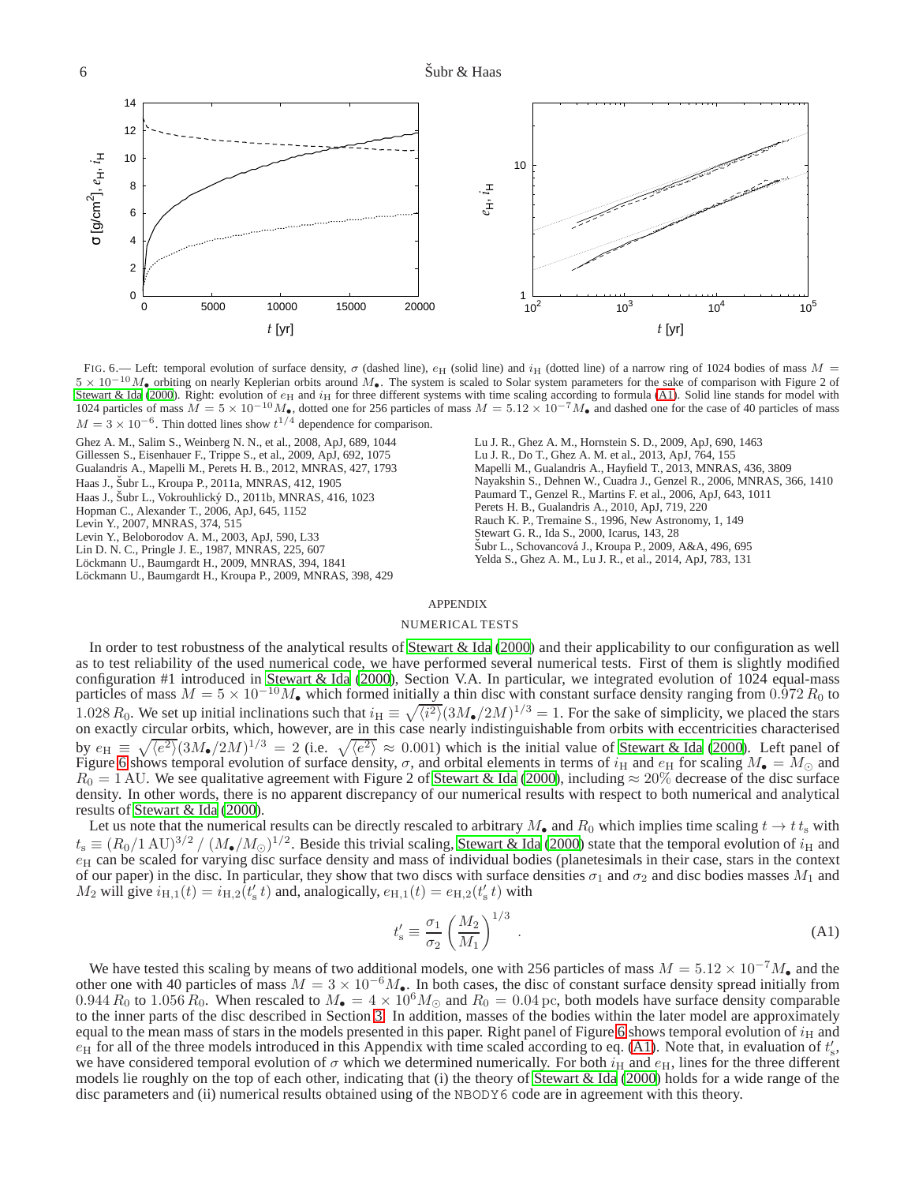FIG. 6.— Left: temporal evolution of surface density, $\sigma$ (dashed line), $e_{\mathrm{H}}$ (solid line) and $i_{\mathrm{H}}$ (dotted line) of a narrow ring of 1024 bodies of mass $M = 5\times10^{-10}M_{\bullet}$ orbiting on nearly Keplerian orbits around $M_{\bullet}$. The system is scaled to Solar system parameters for the sake of comparison with Figure 2 of Stewart & Ida (2000). Right: evolution of $e_{\mathrm{H}}$ and $i_{\mathrm{H}}$ for three different systems with time scaling according to formula (A1). Solid line stands for model with 1024 particles of mass $M = 5\times10^{-10}M_{\bullet}$, dotted one for 256 particles of mass $M = 5.12\times10^{-7}M_{\bullet}$ and dashed one for the case of 40 particles of mass $M = 3\times10^{-6}$. Thin dotted lines show $t^{1/4}$ dependence for comparison.

Ghez A. M., Salim S., Weinberg N. N., et al., 2008, ApJ, 689, 1044
Gillessen S., Eisenhauer F., Trippe S., et al., 2009, ApJ, 692, 1075
Gualandris A., Mapelli M., Perets H. B., 2012, MNRAS, 427, 1793
Haas J., Šubr L., Kroupa P., 2011a, MNRAS, 412, 1905
Haas J., Šubr L., Vokrouhlický D., 2011b, MNRAS, 416, 1023
Hopman C., Alexander T., 2006, ApJ, 645, 1152
Levin Y., 2007, MNRAS, 374, 515
Levin Y., Beloborodov A. M., 2003, ApJ, 590, L33
Lin D. N. C., Pringle J. E., 1987, MNRAS, 225, 607
Löckmann U., Baumgardt H., 2009, MNRAS, 394, 1841
Löckmann U., Baumgardt H., Kroupa P., 2009, MNRAS, 398, 429
Lu J. R., Ghez A. M., Hornstein S. D., 2009, ApJ, 690, 1463
Lu J. R., Do T., Ghez A. M. et al., 2013, ApJ, 764, 155
Mapelli M., Gualandris A., Hayfield T., 2013, MNRAS, 436, 3809
Nayakshin S., Dehnen W., Cuadra J., Genzel R., 2006, MNRAS, 366, 1410
Paumard T., Genzel R., Martins F. et al., 2006, ApJ, 643, 1011
Perets H. B., Gualandris A., 2010, ApJ, 719, 220
Rauch K. P., Tremaine S., 1996, New Astronomy, 1, 149
Stewart G. R., Ida S., 2000, Icarus, 143, 28
Šubr L., Schovancová J., Kroupa P., 2009, A&A, 496, 695
Yelda S., Ghez A. M., Lu J. R., et al., 2014, ApJ, 783, 131

## APPENDIX

### NUMERICAL TESTS

In order to test robustness of the analytical results of Stewart & Ida (2000) and their applicability to our configuration as well as to test reliability of the used numerical code, we have performed several numerical tests. First of them is slightly modified configuration #1 introduced in Stewart & Ida (2000), Section V.A. In particular, we integrated evolution of 1024 equal-mass particles of mass $M = 5\times10^{-10}M_{\bullet}$ which formed initially a thin disc with constant surface density ranging from $0.972\,R_0$ to $1.028\,R_0$. We set up initial inclinations such that $i_{\mathrm{H}} \equiv \sqrt{\langle i^2\rangle}(3M_{\bullet}/2M)^{1/3} = 1$. For the sake of simplicity, we placed the stars on exactly circular orbits, which, however, are in this case nearly indistinguishable from orbits with eccentricities characterised by $e_{\mathrm{H}} \equiv \sqrt{\langle e^2\rangle}(3M_{\bullet}/2M)^{1/3} = 2$ (i.e. $\sqrt{\langle e^2\rangle} \approx 0.001$) which is the initial value of Stewart & Ida (2000). Left panel of Figure 6 shows temporal evolution of surface density, $\sigma$, and orbital elements in terms of $i_{\mathrm{H}}$ and $e_{\mathrm{H}}$ for scaling $M_{\bullet} = M_{\odot}$ and $R_0 = 1\,\mathrm{AU}$. We see qualitative agreement with Figure 2 of Stewart & Ida (2000), including $\approx 20\%$ decrease of the disc surface density. In other words, there is no apparent discrepancy of our numerical results with respect to both numerical and analytical results of Stewart & Ida (2000).

Let us note that the numerical results can be directly rescaled to arbitrary $M_{\bullet}$ and $R_0$ which implies time scaling $t \to t\,t_{\mathrm{s}}$ with $t_{\mathrm{s}} \equiv (R_0/1\,\mathrm{AU})^{3/2} / (M_{\bullet}/M_{\odot})^{1/2}$. Beside this trivial scaling, Stewart & Ida (2000) state that the temporal evolution of $i_{\mathrm{H}}$ and $e_{\mathrm{H}}$ can be scaled for varying disc surface density and mass of individual bodies (planetesimals in their case, stars in the context of our paper) in the disc. In particular, they show that two discs with surface densities $\sigma_1$ and $\sigma_2$ and disc bodies masses $M_1$ and $M_2$ will give $i_{\mathrm{H},1}(t) = i_{\mathrm{H},2}(t'_{\mathrm{s}}\,t)$ and, analogically, $e_{\mathrm{H},1}(t) = e_{\mathrm{H},2}(t'_{\mathrm{s}}\,t)$ with

$$t'_{\mathrm{s}} \equiv \frac{\sigma_1}{\sigma_2}\left(\frac{M_2}{M_1}\right)^{1/3} \; . \tag{A1}$$

We have tested this scaling by means of two additional models, one with 256 particles of mass $M = 5.12\times10^{-7}M_{\bullet}$ and the other one with 40 particles of mass $M = 3\times10^{-6}M_{\bullet}$. In both cases, the disc of constant surface density spread initially from $0.944\,R_0$ to $1.056\,R_0$. When rescaled to $M_{\bullet} = 4\times10^{6}M_{\odot}$ and $R_0 = 0.04\,\mathrm{pc}$, both models have surface density comparable to the inner parts of the disc described in Section 3. In addition, masses of the bodies within the later model are approximately equal to the mean mass of stars in the models presented in this paper. Right panel of Figure 6 shows temporal evolution of $i_{\mathrm{H}}$ and $e_{\mathrm{H}}$ for all of the three models introduced in this Appendix with time scaled according to eq. (A1). Note that, in evaluation of $t'_{\mathrm{s}}$, we have considered temporal evolution of $\sigma$ which we determined numerically. For both $i_{\mathrm{H}}$ and $e_{\mathrm{H}}$, lines for the three different models lie roughly on the top of each other, indicating that (i) the theory of Stewart & Ida (2000) holds for a wide range of the disc parameters and (ii) numerical results obtained using of the `NBODY6` code are in agreement with this theory.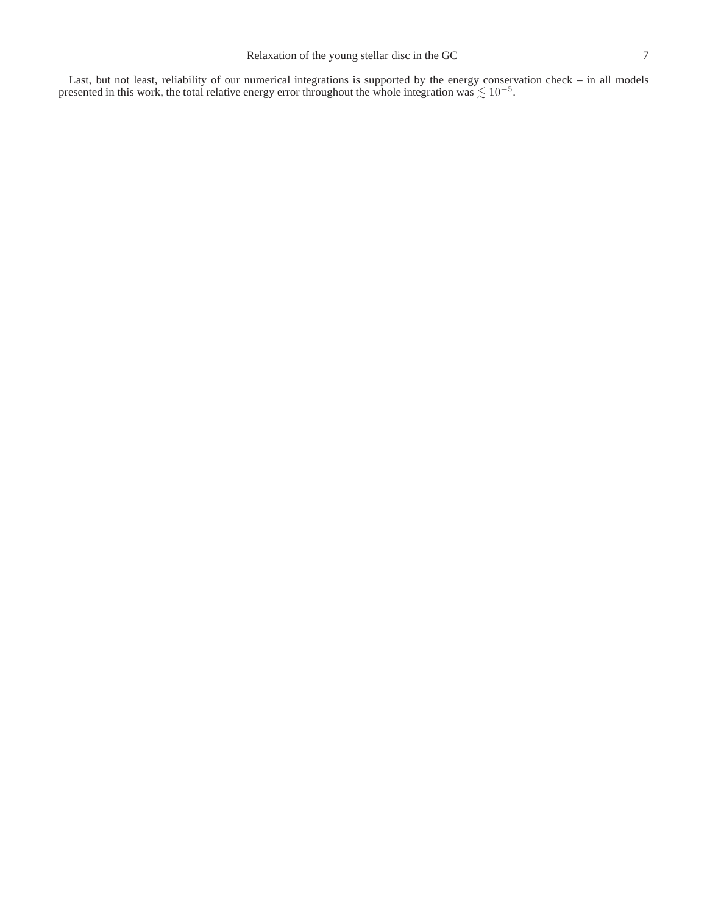Last, but not least, reliability of our numerical integrations is supported by the energy conservation check – in all models presented in this work, the total relative energy error throughout the whole integration was $\lesssim 10^{-5}$.